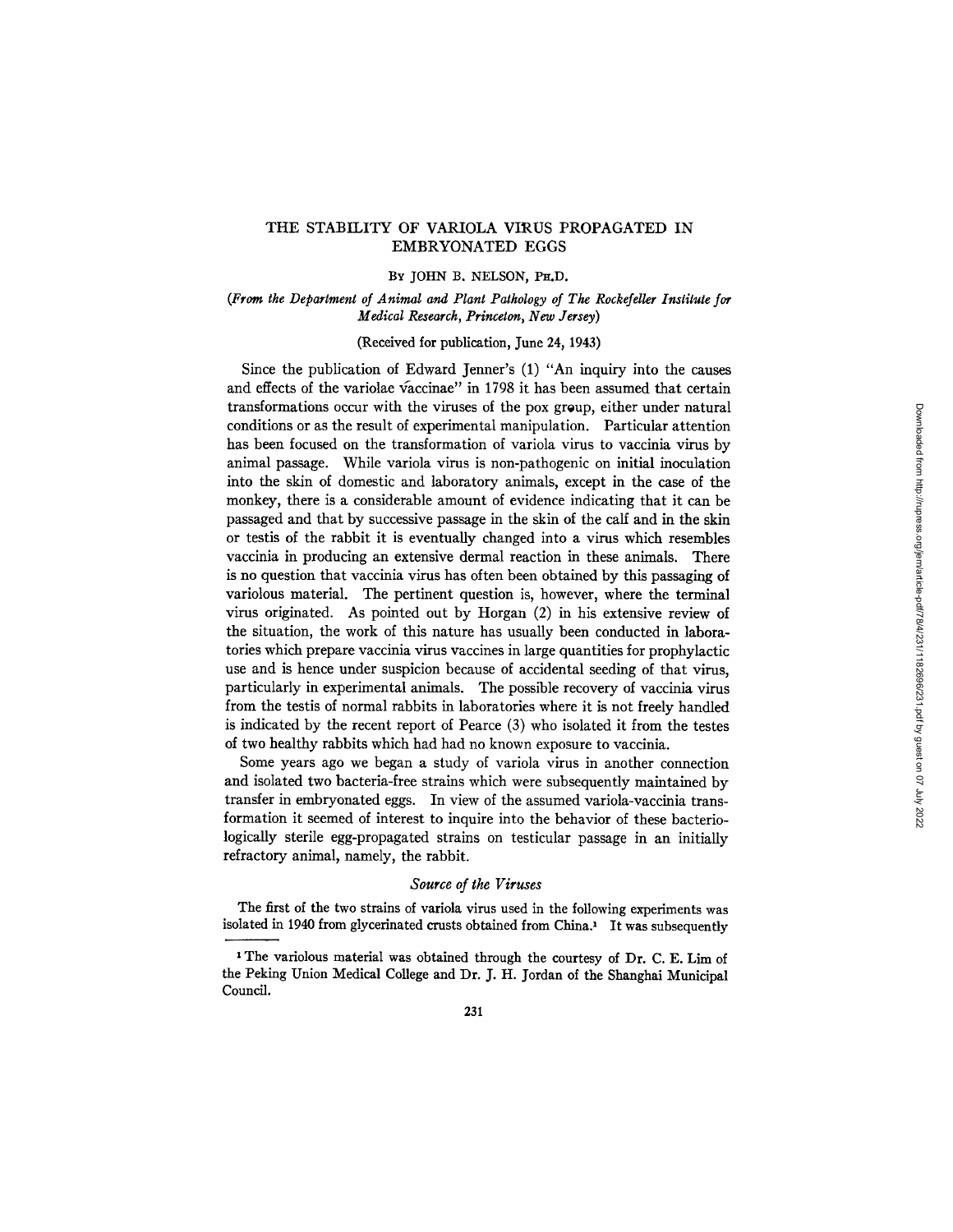# THE STABILITY OF VARIOLA VIRUS PROPAGATED IN EMBRYONATED EGGS

BY JOHN B. NELSON, PH.D.

*(From the Department of Animal and Plant Pathology of The Rockefeller Institute for Medical Research, Princeton, New Jersey)*

(Received for publication, June 24, 1943)

Since the publication of Edward Jenner's (1) "An inquiry into the causes and effects of the variolae vaccinae" in 1798 it has been assumed that certain transformations occur with the viruses of the pox group, either under natural conditions or as the result of experimental manipulation. Particular attention has been focused on the transformation of variola virus to vaccinia virus by animal passage. While variola virus is non-pathogenic on initial inoculation into the skin of domestic and laboratory animals, except in the case of the monkey, there is a considerable amount of evidence indicating that it can be passaged and that by successive passage in the skin of the calf and in the skin or testis of the rabbit it is eventually changed into a virus which resembles vaccinia in producing an extensive dermal reaction in these animals. There is no question that vaccinia virus has often been obtained by this passaging of variolous material. The pertinent question is, however, where the terminal virus originated. As pointed out by Horgan (2) in his extensive review of the situation, the work of this nature has usually been conducted in laboratories which prepare vaccinia virus vaccines in large quantities for prophylactic use and is hence under suspicion because of accidental seeding of that virus, particularly in experimental animals. The possible recovery of vaccinia virus from the testis of normal rabbits in laboratories where it is not freely handled is indicated by the recent report of Pearce (3) who isolated it from the testes of two healthy rabbits which had had no known exposure to vaccinia.

Some years ago we began a study of variola virus in another connection and isolated two bacteria-free strains which were subsequently maintained by transfer in embryonated eggs. In view of the assumed variola-vaccinia transformation it seemed of interest to inquire into the behavior of these bacteriologically sterile egg-propagated strains on testicular passage in an initially refractory animal, namely, the rabbit.

### *Source of the Viruses*

The first of the two strains of variola virus used in the following experiments was isolated in 1940 from glycerinated crusts obtained from China.[1] It was subsequently

[1] The variolous material was obtained through the courtesy of Dr. C. E. Lim of the Peking Union Medical College and Dr. J. H. Jordan of the Shanghai Municipal Council.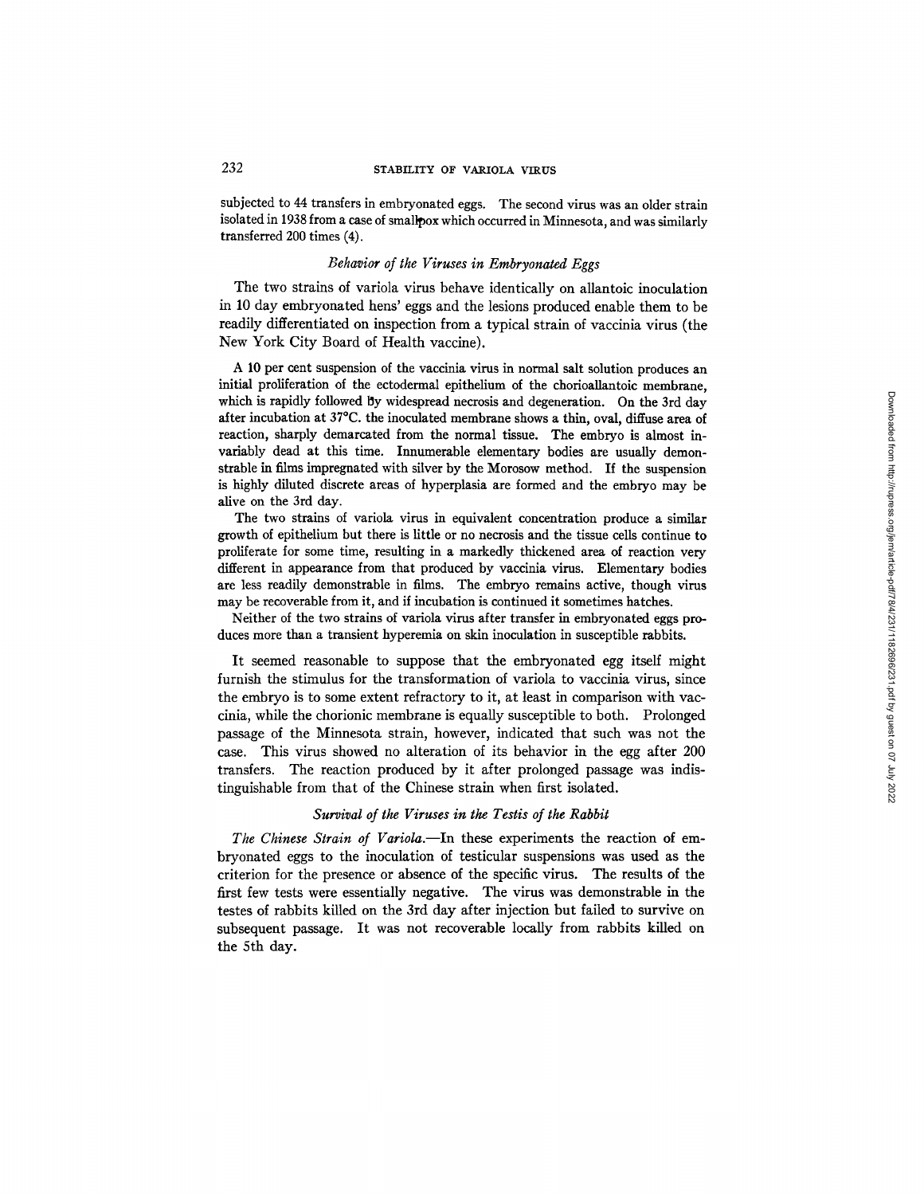subjected to 44 transfers in embryonated eggs. The second virus was an older strain isolated in 1938 from a case of smallpox which occurred in Minnesota, and was similarly transferred 200 times (4).

### *Behavior of the Viruses in Embryonated Eggs*

The two strains of variola virus behave identically on allantoic inoculation in 10 day embryonated hens' eggs and the lesions produced enable them to be readily differentiated on inspection from a typical strain of vaccinia virus (the New York City Board of Health vaccine).

A 10 per cent suspension of the vaccinia virus in normal salt solution produces an initial proliferation of the ectodermal epithelium of the chorioallantoic membrane, which is rapidly followed by widespread necrosis and degeneration. On the 3rd day after incubation at 37°C. the inoculated membrane shows a thin, oval, diffuse area of reaction, sharply demarcated from the normal tissue. The embryo is almost invariably dead at this time. Innumerable elementary bodies are usually demonstrable in films impregnated with silver by the Morosow method. If the suspension is highly diluted discrete areas of hyperplasia are formed and the embryo may be alive on the 3rd day.

The two strains of variola virus in equivalent concentration produce a similar growth of epithelium but there is little or no necrosis and the tissue cells continue to proliferate for some time, resulting in a markedly thickened area of reaction very different in appearance from that produced by vaccinia virus. Elementary bodies are less readily demonstrable in films. The embryo remains active, though virus may be recoverable from it, and if incubation is continued it sometimes hatches.

Neither of the two strains of variola virus after transfer in embryonated eggs produces more than a transient hyperemia on skin inoculation in susceptible rabbits.

It seemed reasonable to suppose that the embryonated egg itself might furnish the stimulus for the transformation of variola to vaccinia virus, since the embryo is to some extent refractory to it, at least in comparison with vaccinia, while the chorionic membrane is equally susceptible to both. Prolonged passage of the Minnesota strain, however, indicated that such was not the case. This virus showed no alteration of its behavior in the egg after 200 transfers. The reaction produced by it after prolonged passage was indistinguishable from that of the Chinese strain when first isolated.

### *Survival of the Viruses in the Testis of the Rabbit*

*The Chinese Strain of Variola.*—In these experiments the reaction of embryonated eggs to the inoculation of testicular suspensions was used as the criterion for the presence or absence of the specific virus. The results of the first few tests were essentially negative. The virus was demonstrable in the testes of rabbits killed on the 3rd day after injection but failed to survive on subsequent passage. It was not recoverable locally from rabbits killed on the 5th day.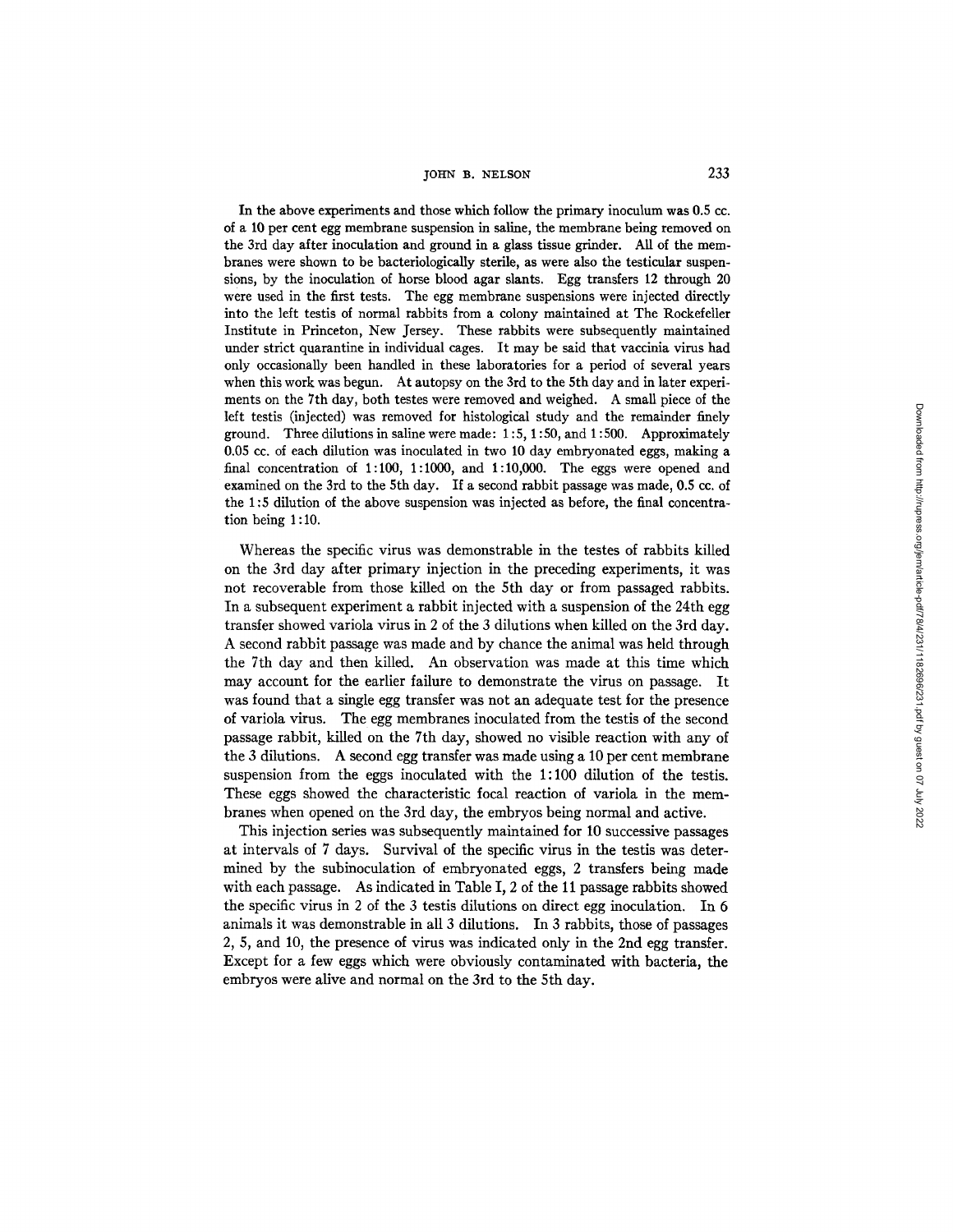In the above experiments and those which follow the primary inoculum was 0.5 cc. of a 10 per cent egg membrane suspension in saline, the membrane being removed on the 3rd day after inoculation and ground in a glass tissue grinder. All of the membranes were shown to be bacteriologically sterile, as were also the testicular suspensions, by the inoculation of horse blood agar slants. Egg transfers 12 through 20 were used in the first tests. The egg membrane suspensions were injected directly into the left testis of normal rabbits from a colony maintained at The Rockefeller Institute in Princeton, New Jersey. These rabbits were subsequently maintained under strict quarantine in individual cages. It may be said that vaccinia virus had only occasionally been handled in these laboratories for a period of several years when this work was begun. At autopsy on the 3rd to the 5th day and in later experiments on the 7th day, both testes were removed and weighed. A small piece of the left testis (injected) was removed for histological study and the remainder finely ground. Three dilutions in saline were made: 1:5, 1:50, and 1:500. Approximately 0.05 cc. of each dilution was inoculated in two 10 day embryonated eggs, making a final concentration of 1:100, 1:1000, and 1:10,000. The eggs were opened and examined on the 3rd to the 5th day. If a second rabbit passage was made, 0.5 cc. of the 1:5 dilution of the above suspension was injected as before, the final concentration being 1:10.

Whereas the specific virus was demonstrable in the testes of rabbits killed on the 3rd day after primary injection in the preceding experiments, it was not recoverable from those killed on the 5th day or from passaged rabbits. In a subsequent experiment a rabbit injected with a suspension of the 24th egg transfer showed variola virus in 2 of the 3 dilutions when killed on the 3rd day. A second rabbit passage was made and by chance the animal was held through the 7th day and then killed. An observation was made at this time which may account for the earlier failure to demonstrate the virus on passage. It was found that a single egg transfer was not an adequate test for the presence of variola virus. The egg membranes inoculated from the testis of the second passage rabbit, killed on the 7th day, showed no visible reaction with any of the 3 dilutions. A second egg transfer was made using a 10 per cent membrane suspension from the eggs inoculated with the 1:100 dilution of the testis. These eggs showed the characteristic focal reaction of variola in the membranes when opened on the 3rd day, the embryos being normal and active.

This injection series was subsequently maintained for 10 successive passages at intervals of 7 days. Survival of the specific virus in the testis was determined by the subinoculation of embryonated eggs, 2 transfers being made with each passage. As indicated in Table I, 2 of the 11 passage rabbits showed the specific virus in 2 of the 3 testis dilutions on direct egg inoculation. In 6 animals it was demonstrable in all 3 dilutions. In 3 rabbits, those of passages 2, 5, and 10, the presence of virus was indicated only in the 2nd egg transfer. Except for a few eggs which were obviously contaminated with bacteria, the embryos were alive and normal on the 3rd to the 5th day.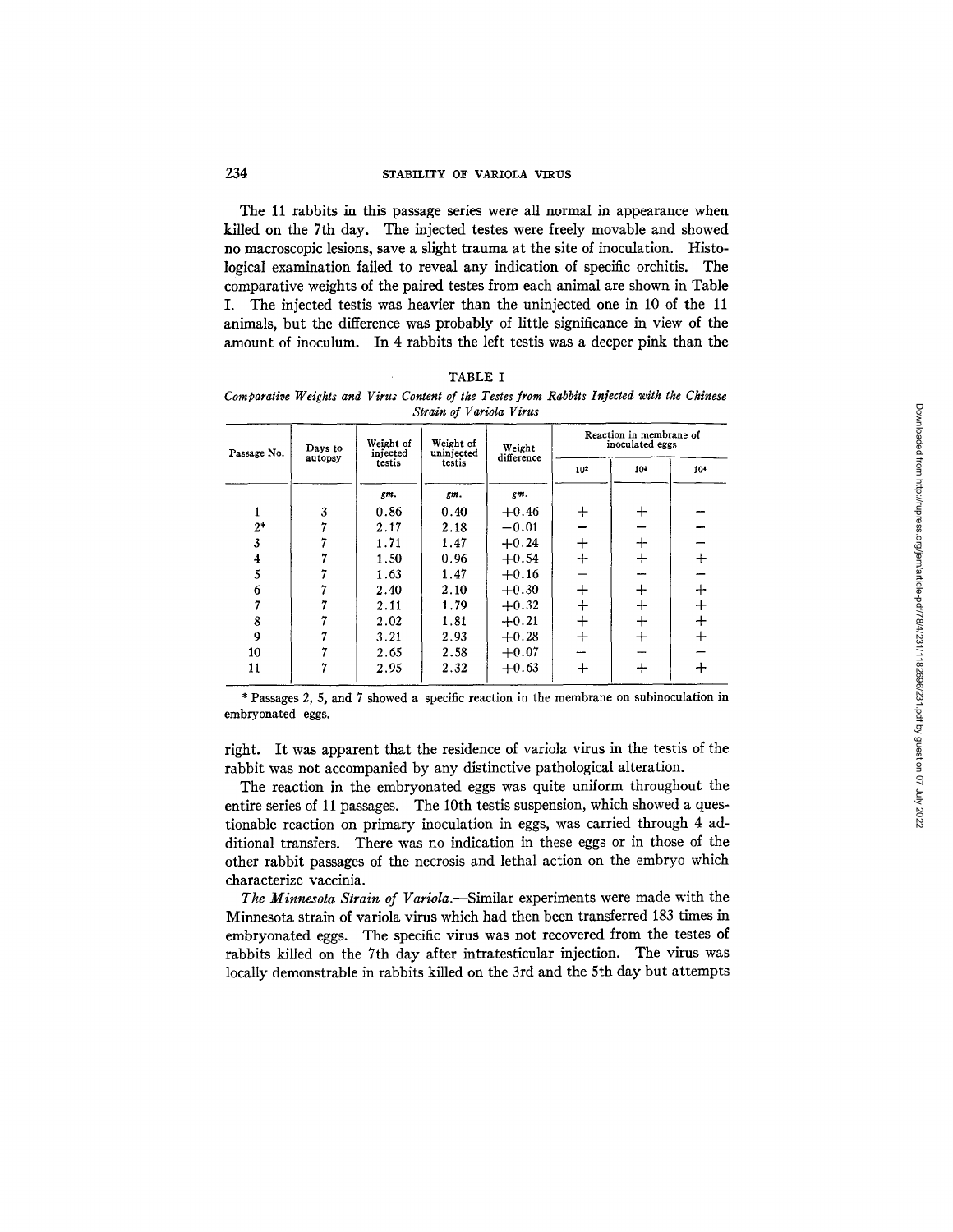The 11 rabbits in this passage series were all normal in appearance when killed on the 7th day. The injected testes were freely movable and showed no macroscopic lesions, save a slight trauma at the site of inoculation. Histological examination failed to reveal any indication of specific orchitis. The comparative weights of the paired testes from each animal are shown in Table I. The injected testis was heavier than the uninjected one in 10 of the 11 animals, but the difference was probably of little significance in view of the amount of inoculum. In 4 rabbits the left testis was a deeper pink than the right. It was apparent that the residence of variola virus in the testis of the rabbit was not accompanied by any distinctive pathological alteration.

TABLE I

*Comparative Weights and Virus Content of the Testes from Rabbits Injected with the Chinese Strain of Variola Virus*

| Passage No. | Days to autopsy | Weight of injected testis | Weight of uninjected testis | Weight difference | Reaction in membrane of inoculated eggs | | |
|---|---|---|---|---|---|---|---|
| | | | | | $10^2$ | $10^3$ | $10^4$ |
| | | gm. | gm. | gm. | | | |
| 1 | 3 | 0.86 | 0.40 | +0.46 | + | + | − |
| 2* | 7 | 2.17 | 2.18 | −0.01 | − | − | − |
| 3 | 7 | 1.71 | 1.47 | +0.24 | + | + | − |
| 4 | 7 | 1.50 | 0.96 | +0.54 | + | + | + |
| 5 | 7 | 1.63 | 1.47 | +0.16 | − | − | − |
| 6 | 7 | 2.40 | 2.10 | +0.30 | + | + | + |
| 7 | 7 | 2.11 | 1.79 | +0.32 | + | + | + |
| 8 | 7 | 2.02 | 1.81 | +0.21 | + | + | + |
| 9 | 7 | 3.21 | 2.93 | +0.28 | + | + | + |
| 10 | 7 | 2.65 | 2.58 | +0.07 | − | − | − |
| 11 | 7 | 2.95 | 2.32 | +0.63 | + | + | + |

\* Passages 2, 5, and 7 showed a specific reaction in the membrane on subinoculation in embryonated eggs.

The reaction in the embryonated eggs was quite uniform throughout the entire series of 11 passages. The 10th testis suspension, which showed a questionable reaction on primary inoculation in eggs, was carried through 4 additional transfers. There was no indication in these eggs or in those of the other rabbit passages of the necrosis and lethal action on the embryo which characterize vaccinia.

*The Minnesota Strain of Variola.*—Similar experiments were made with the Minnesota strain of variola virus which had then been transferred 183 times in embryonated eggs. The specific virus was not recovered from the testes of rabbits killed on the 7th day after intratesticular injection. The virus was locally demonstrable in rabbits killed on the 3rd and the 5th day but attempts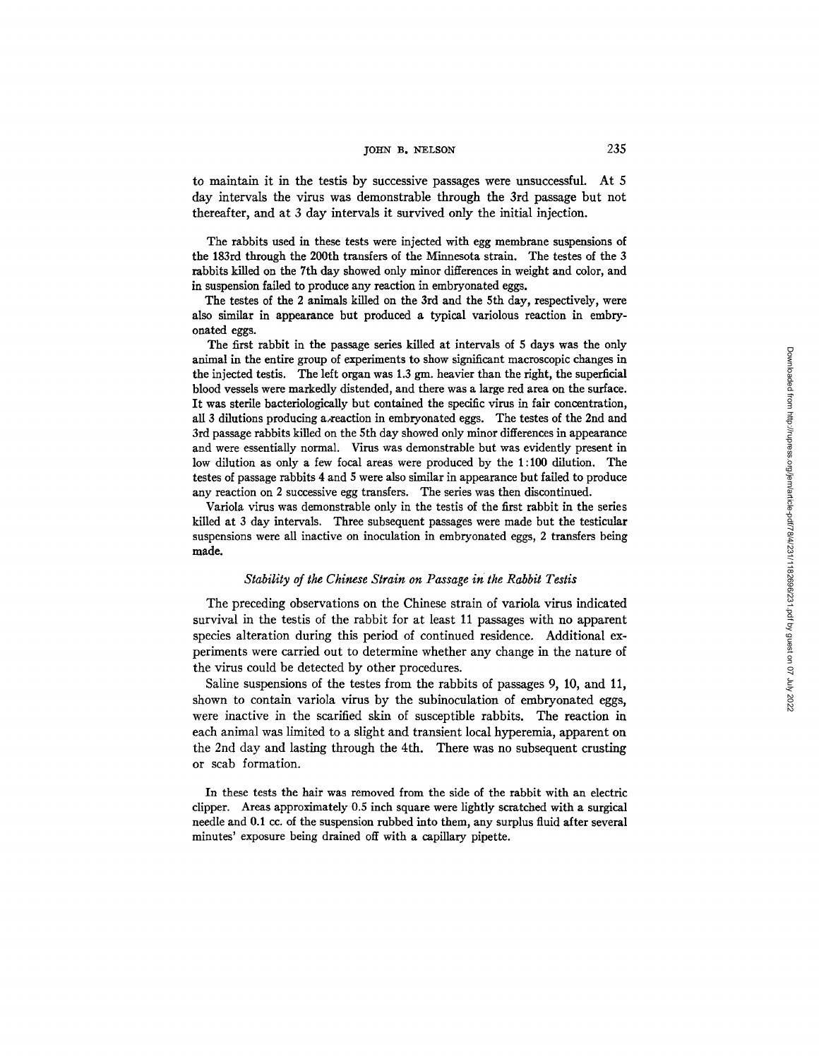to maintain it in the testis by successive passages were unsuccessful. At 5 day intervals the virus was demonstrable through the 3rd passage but not thereafter, and at 3 day intervals it survived only the initial injection.

The rabbits used in these tests were injected with egg membrane suspensions of the 183rd through the 200th transfers of the Minnesota strain. The testes of the 3 rabbits killed on the 7th day showed only minor differences in weight and color, and in suspension failed to produce any reaction in embryonated eggs.

The testes of the 2 animals killed on the 3rd and the 5th day, respectively, were also similar in appearance but produced a typical variolous reaction in embryonated eggs.

The first rabbit in the passage series killed at intervals of 5 days was the only animal in the entire group of experiments to show significant macroscopic changes in the injected testis. The left organ was 1.3 gm. heavier than the right, the superficial blood vessels were markedly distended, and there was a large red area on the surface. It was sterile bacteriologically but contained the specific virus in fair concentration, all 3 dilutions producing a reaction in embryonated eggs. The testes of the 2nd and 3rd passage rabbits killed on the 5th day showed only minor differences in appearance and were essentially normal. Virus was demonstrable but was evidently present in low dilution as only a few focal areas were produced by the 1:100 dilution. The testes of passage rabbits 4 and 5 were also similar in appearance but failed to produce any reaction on 2 successive egg transfers. The series was then discontinued.

Variola virus was demonstrable only in the testis of the first rabbit in the series killed at 3 day intervals. Three subsequent passages were made but the testicular suspensions were all inactive on inoculation in embryonated eggs, 2 transfers being made.

### *Stability of the Chinese Strain on Passage in the Rabbit Testis*

The preceding observations on the Chinese strain of variola virus indicated survival in the testis of the rabbit for at least 11 passages with no apparent species alteration during this period of continued residence. Additional experiments were carried out to determine whether any change in the nature of the virus could be detected by other procedures.

Saline suspensions of the testes from the rabbits of passages 9, 10, and 11, shown to contain variola virus by the subinoculation of embryonated eggs, were inactive in the scarified skin of susceptible rabbits. The reaction in each animal was limited to a slight and transient local hyperemia, apparent on the 2nd day and lasting through the 4th. There was no subsequent crusting or scab formation.

In these tests the hair was removed from the side of the rabbit with an electric clipper. Areas approximately 0.5 inch square were lightly scratched with a surgical needle and 0.1 cc. of the suspension rubbed into them, any surplus fluid after several minutes' exposure being drained off with a capillary pipette.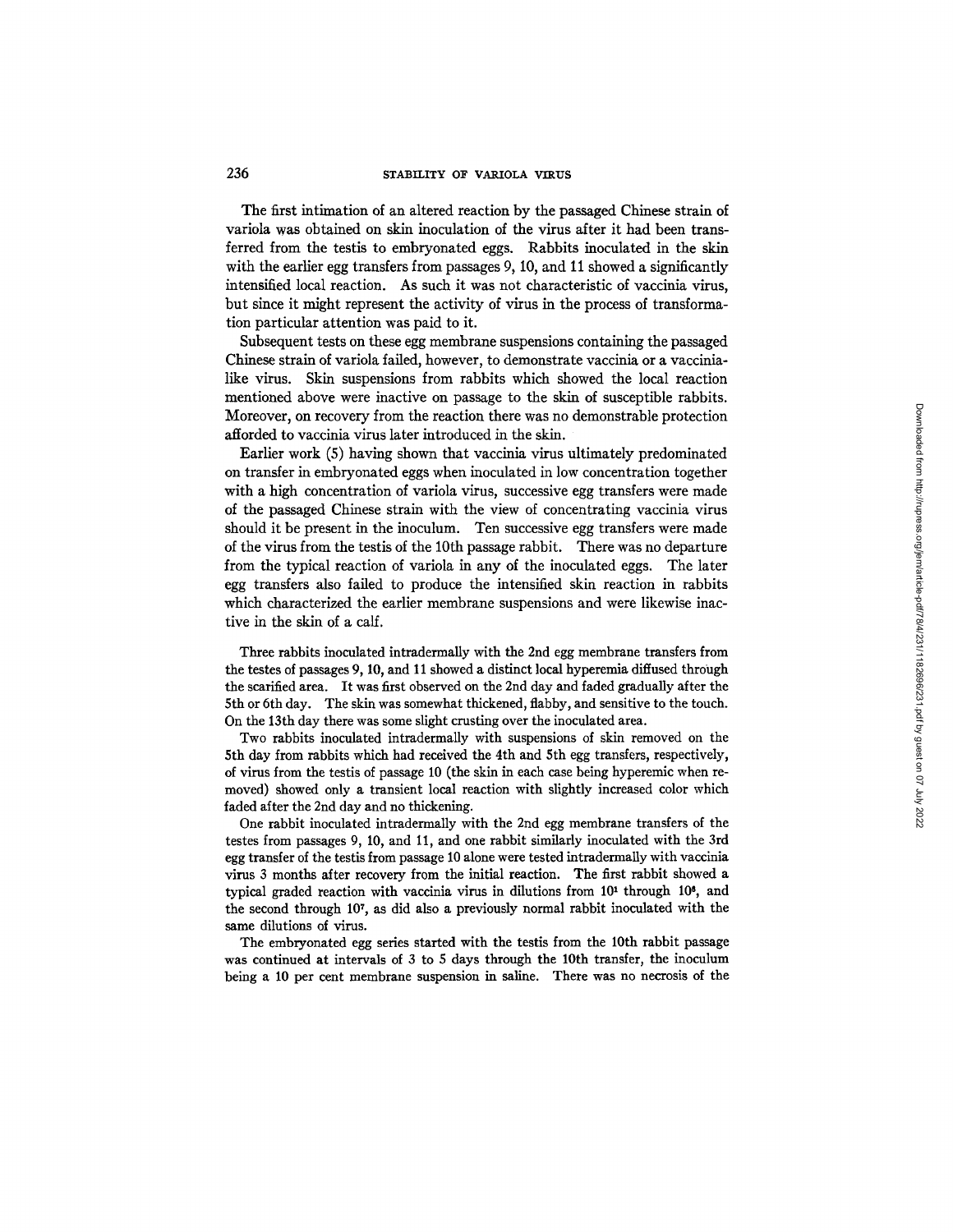The first intimation of an altered reaction by the passaged Chinese strain of variola was obtained on skin inoculation of the virus after it had been transferred from the testis to embryonated eggs. Rabbits inoculated in the skin with the earlier egg transfers from passages 9, 10, and 11 showed a significantly intensified local reaction. As such it was not characteristic of vaccinia virus, but since it might represent the activity of virus in the process of transformation particular attention was paid to it.

Subsequent tests on these egg membrane suspensions containing the passaged Chinese strain of variola failed, however, to demonstrate vaccinia or a vaccinia-like virus. Skin suspensions from rabbits which showed the local reaction mentioned above were inactive on passage to the skin of susceptible rabbits. Moreover, on recovery from the reaction there was no demonstrable protection afforded to vaccinia virus later introduced in the skin.

Earlier work (5) having shown that vaccinia virus ultimately predominated on transfer in embryonated eggs when inoculated in low concentration together with a high concentration of variola virus, successive egg transfers were made of the passaged Chinese strain with the view of concentrating vaccinia virus should it be present in the inoculum. Ten successive egg transfers were made of the virus from the testis of the 10th passage rabbit. There was no departure from the typical reaction of variola in any of the inoculated eggs. The later egg transfers also failed to produce the intensified skin reaction in rabbits which characterized the earlier membrane suspensions and were likewise inactive in the skin of a calf.

Three rabbits inoculated intradermally with the 2nd egg membrane transfers from the testes of passages 9, 10, and 11 showed a distinct local hyperemia diffused through the scarified area. It was first observed on the 2nd day and faded gradually after the 5th or 6th day. The skin was somewhat thickened, flabby, and sensitive to the touch. On the 13th day there was some slight crusting over the inoculated area.

Two rabbits inoculated intradermally with suspensions of skin removed on the 5th day from rabbits which had received the 4th and 5th egg transfers, respectively, of virus from the testis of passage 10 (the skin in each case being hyperemic when removed) showed only a transient local reaction with slightly increased color which faded after the 2nd day and no thickening.

One rabbit inoculated intradermally with the 2nd egg membrane transfers of the testes from passages 9, 10, and 11, and one rabbit similarly inoculated with the 3rd egg transfer of the testis from passage 10 alone were tested intradermally with vaccinia virus 3 months after recovery from the initial reaction. The first rabbit showed a typical graded reaction with vaccinia virus in dilutions from $10^1$ through $10^8$, and the second through $10^7$, as did also a previously normal rabbit inoculated with the same dilutions of virus.

The embryonated egg series started with the testis from the 10th rabbit passage was continued at intervals of 3 to 5 days through the 10th transfer, the inoculum being a 10 per cent membrane suspension in saline. There was no necrosis of the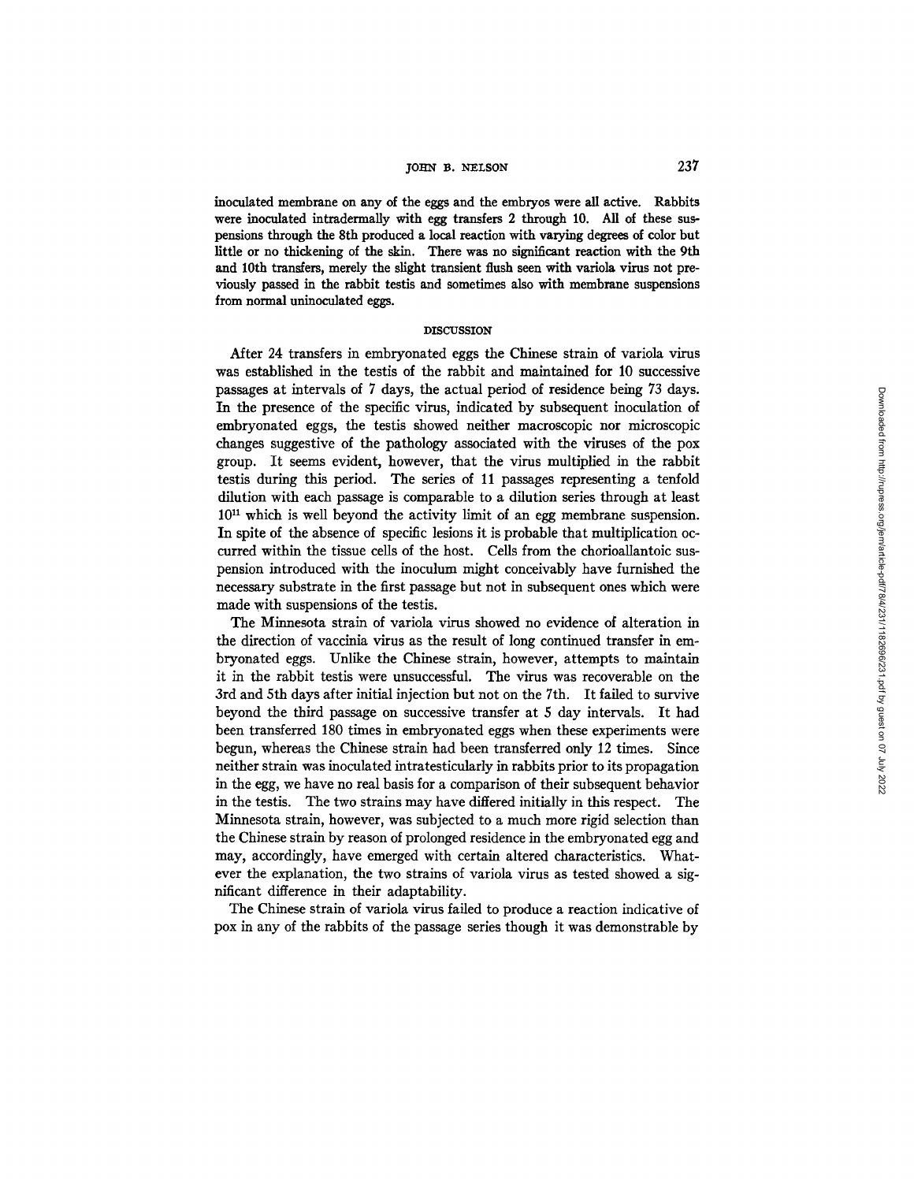inoculated membrane on any of the eggs and the embryos were all active. Rabbits were inoculated intradermally with egg transfers 2 through 10. All of these suspensions through the 8th produced a local reaction with varying degrees of color but little or no thickening of the skin. There was no significant reaction with the 9th and 10th transfers, merely the slight transient flush seen with variola virus not previously passed in the rabbit testis and sometimes also with membrane suspensions from normal uninoculated eggs.

## DISCUSSION

After 24 transfers in embryonated eggs the Chinese strain of variola virus was established in the testis of the rabbit and maintained for 10 successive passages at intervals of 7 days, the actual period of residence being 73 days. In the presence of the specific virus, indicated by subsequent inoculation of embryonated eggs, the testis showed neither macroscopic nor microscopic changes suggestive of the pathology associated with the viruses of the pox group. It seems evident, however, that the virus multiplied in the rabbit testis during this period. The series of 11 passages representing a tenfold dilution with each passage is comparable to a dilution series through at least $10^{11}$ which is well beyond the activity limit of an egg membrane suspension. In spite of the absence of specific lesions it is probable that multiplication occurred within the tissue cells of the host. Cells from the chorioallantoic suspension introduced with the inoculum might conceivably have furnished the necessary substrate in the first passage but not in subsequent ones which were made with suspensions of the testis.

The Minnesota strain of variola virus showed no evidence of alteration in the direction of vaccinia virus as the result of long continued transfer in embryonated eggs. Unlike the Chinese strain, however, attempts to maintain it in the rabbit testis were unsuccessful. The virus was recoverable on the 3rd and 5th days after initial injection but not on the 7th. It failed to survive beyond the third passage on successive transfer at 5 day intervals. It had been transferred 180 times in embryonated eggs when these experiments were begun, whereas the Chinese strain had been transferred only 12 times. Since neither strain was inoculated intratesticularly in rabbits prior to its propagation in the egg, we have no real basis for a comparison of their subsequent behavior in the testis. The two strains may have differed initially in this respect. The Minnesota strain, however, was subjected to a much more rigid selection than the Chinese strain by reason of prolonged residence in the embryonated egg and may, accordingly, have emerged with certain altered characteristics. Whatever the explanation, the two strains of variola virus as tested showed a significant difference in their adaptability.

The Chinese strain of variola virus failed to produce a reaction indicative of pox in any of the rabbits of the passage series though it was demonstrable by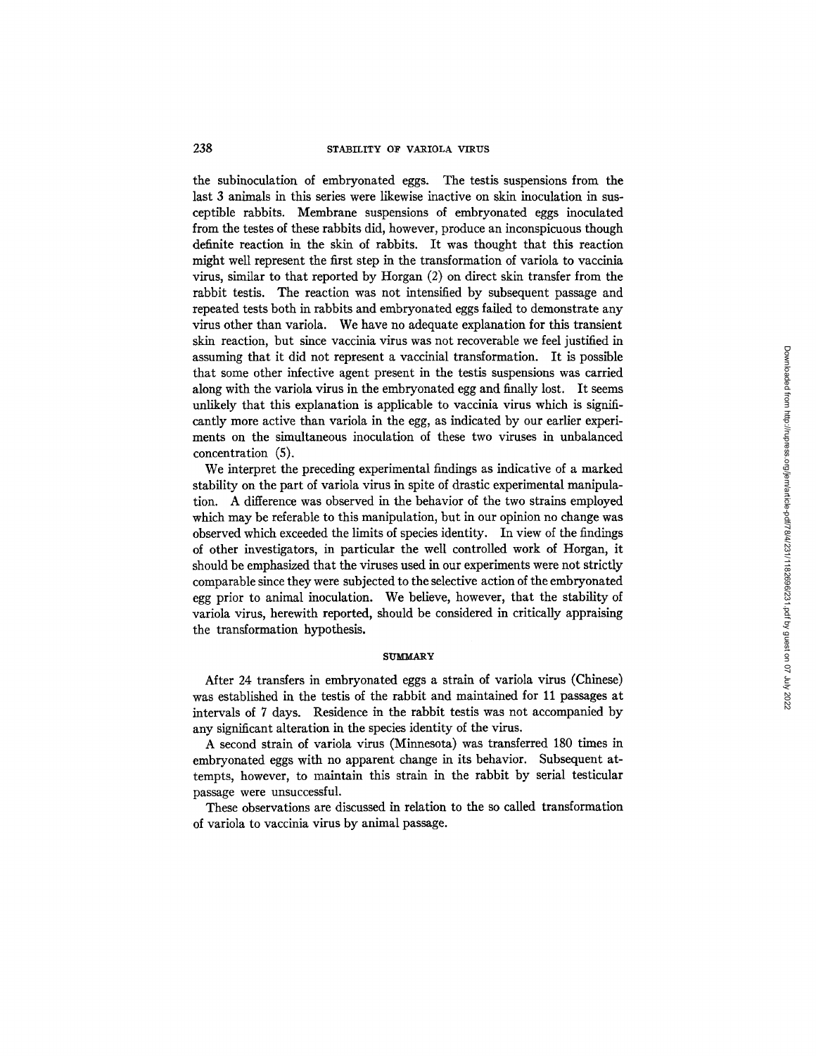the subinoculation of embryonated eggs. The testis suspensions from the last 3 animals in this series were likewise inactive on skin inoculation in susceptible rabbits. Membrane suspensions of embryonated eggs inoculated from the testes of these rabbits did, however, produce an inconspicuous though definite reaction in the skin of rabbits. It was thought that this reaction might well represent the first step in the transformation of variola to vaccinia virus, similar to that reported by Horgan (2) on direct skin transfer from the rabbit testis. The reaction was not intensified by subsequent passage and repeated tests both in rabbits and embryonated eggs failed to demonstrate any virus other than variola. We have no adequate explanation for this transient skin reaction, but since vaccinia virus was not recoverable we feel justified in assuming that it did not represent a vaccinial transformation. It is possible that some other infective agent present in the testis suspensions was carried along with the variola virus in the embryonated egg and finally lost. It seems unlikely that this explanation is applicable to vaccinia virus which is significantly more active than variola in the egg, as indicated by our earlier experiments on the simultaneous inoculation of these two viruses in unbalanced concentration (5).

We interpret the preceding experimental findings as indicative of a marked stability on the part of variola virus in spite of drastic experimental manipulation. A difference was observed in the behavior of the two strains employed which may be referable to this manipulation, but in our opinion no change was observed which exceeded the limits of species identity. In view of the findings of other investigators, in particular the well controlled work of Horgan, it should be emphasized that the viruses used in our experiments were not strictly comparable since they were subjected to the selective action of the embryonated egg prior to animal inoculation. We believe, however, that the stability of variola virus, herewith reported, should be considered in critically appraising the transformation hypothesis.

## SUMMARY

After 24 transfers in embryonated eggs a strain of variola virus (Chinese) was established in the testis of the rabbit and maintained for 11 passages at intervals of 7 days. Residence in the rabbit testis was not accompanied by any significant alteration in the species identity of the virus.

A second strain of variola virus (Minnesota) was transferred 180 times in embryonated eggs with no apparent change in its behavior. Subsequent attempts, however, to maintain this strain in the rabbit by serial testicular passage were unsuccessful.

These observations are discussed in relation to the so called transformation of variola to vaccinia virus by animal passage.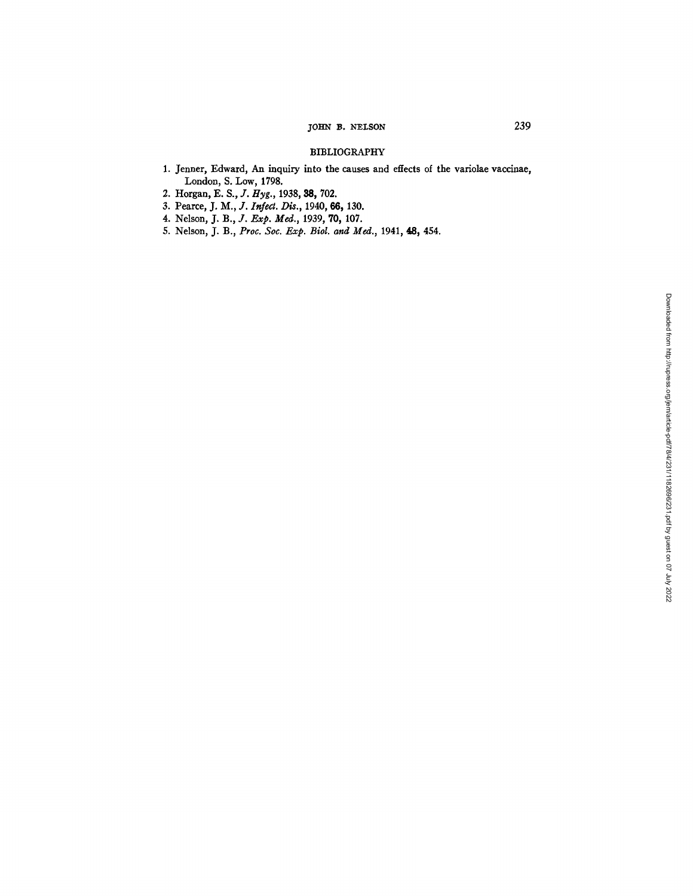## BIBLIOGRAPHY

1. Jenner, Edward, An inquiry into the causes and effects of the variolae vaccinae, London, S. Low, 1798.
2. Horgan, E. S., *J. Hyg.*, 1938, **38**, 702.
3. Pearce, J. M., *J. Infect. Dis.*, 1940, **66**, 130.
4. Nelson, J. B., *J. Exp. Med.*, 1939, **70**, 107.
5. Nelson, J. B., *Proc. Soc. Exp. Biol. and Med.*, 1941, **48**, 454.